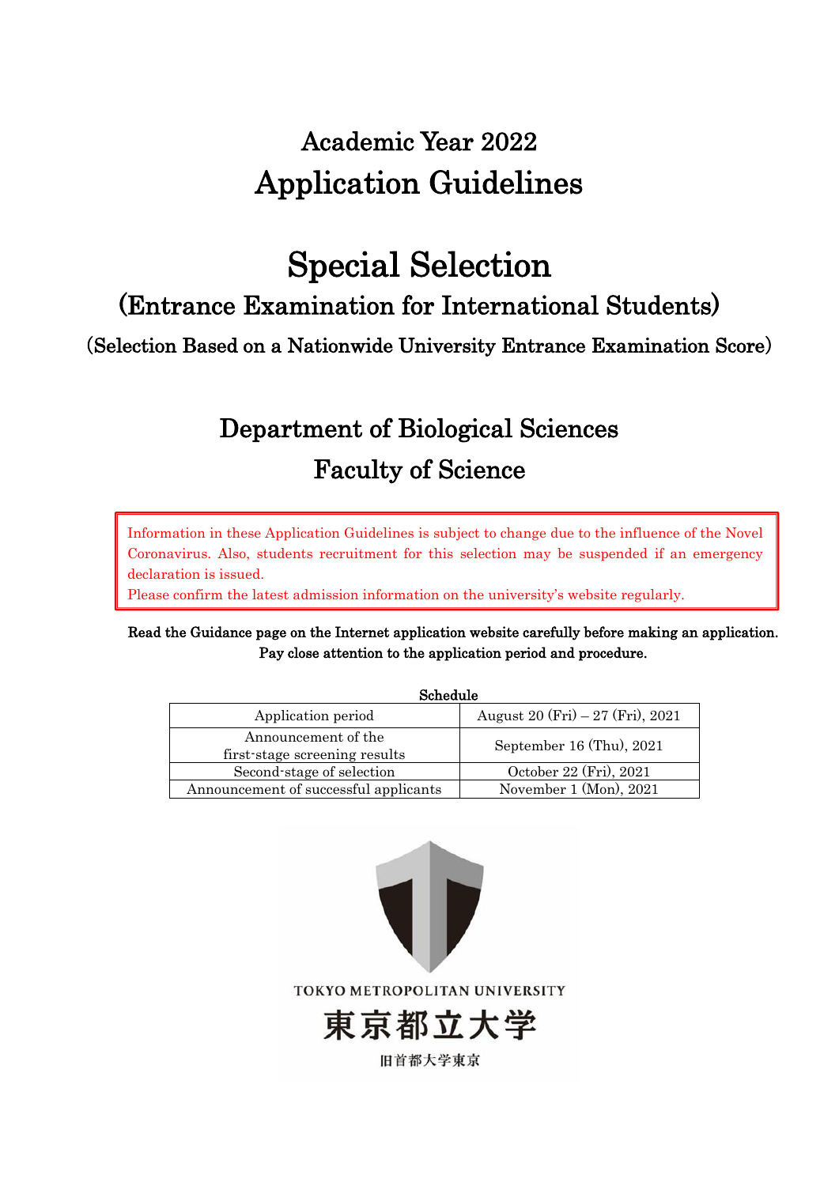# Academic Year 2022
# Application Guidelines

# Special Selection
## (Entrance Examination for International Students)
### (Selection Based on a Nationwide University Entrance Examination Score)

## Department of Biological Sciences
## Faculty of Science

Information in these Application Guidelines is subject to change due to the influence of the Novel Coronavirus. Also, students recruitment for this selection may be suspended if an emergency declaration is issued.
Please confirm the latest admission information on the university's website regularly.

**Read the Guidance page on the Internet application website carefully before making an application.**
**Pay close attention to the application period and procedure.**

**Schedule**

| | |
|---|---|
| Application period | August 20 (Fri) – 27 (Fri), 2021 |
| Announcement of the first-stage screening results | September 16 (Thu), 2021 |
| Second-stage of selection | October 22 (Fri), 2021 |
| Announcement of successful applicants | November 1 (Mon), 2021 |

TOKYO METROPOLITAN UNIVERSITY
東京都立大学
旧首都大学東京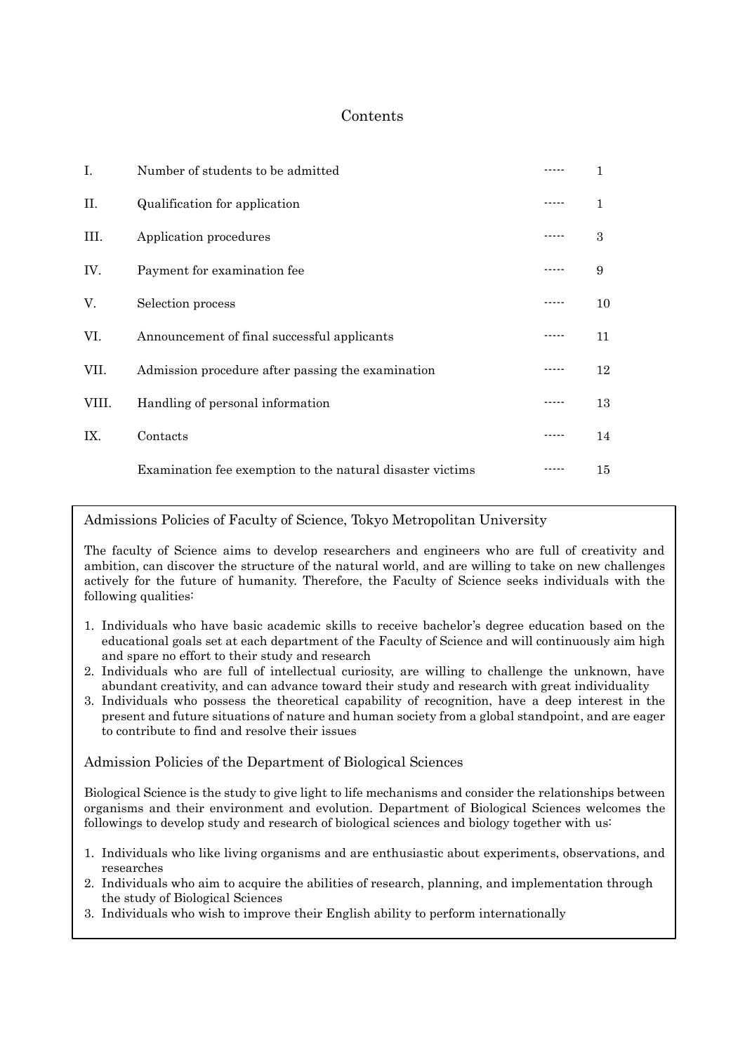# Contents

| | | | |
|---|---|---|---|
| I. | Number of students to be admitted | ----- | 1 |
| II. | Qualification for application | ----- | 1 |
| III. | Application procedures | ----- | 3 |
| IV. | Payment for examination fee | ----- | 9 |
| V. | Selection process | ----- | 10 |
| VI. | Announcement of final successful applicants | ----- | 11 |
| VII. | Admission procedure after passing the examination | ----- | 12 |
| VIII. | Handling of personal information | ----- | 13 |
| IX. | Contacts | ----- | 14 |
| | Examination fee exemption to the natural disaster victims | ----- | 15 |

## Admissions Policies of Faculty of Science, Tokyo Metropolitan University

The faculty of Science aims to develop researchers and engineers who are full of creativity and ambition, can discover the structure of the natural world, and are willing to take on new challenges actively for the future of humanity. Therefore, the Faculty of Science seeks individuals with the following qualities:

1. Individuals who have basic academic skills to receive bachelor's degree education based on the educational goals set at each department of the Faculty of Science and will continuously aim high and spare no effort to their study and research
2. Individuals who are full of intellectual curiosity, are willing to challenge the unknown, have abundant creativity, and can advance toward their study and research with great individuality
3. Individuals who possess the theoretical capability of recognition, have a deep interest in the present and future situations of nature and human society from a global standpoint, and are eager to contribute to find and resolve their issues

## Admission Policies of the Department of Biological Sciences

Biological Science is the study to give light to life mechanisms and consider the relationships between organisms and their environment and evolution. Department of Biological Sciences welcomes the followings to develop study and research of biological sciences and biology together with us:

1. Individuals who like living organisms and are enthusiastic about experiments, observations, and researches
2. Individuals who aim to acquire the abilities of research, planning, and implementation through the study of Biological Sciences
3. Individuals who wish to improve their English ability to perform internationally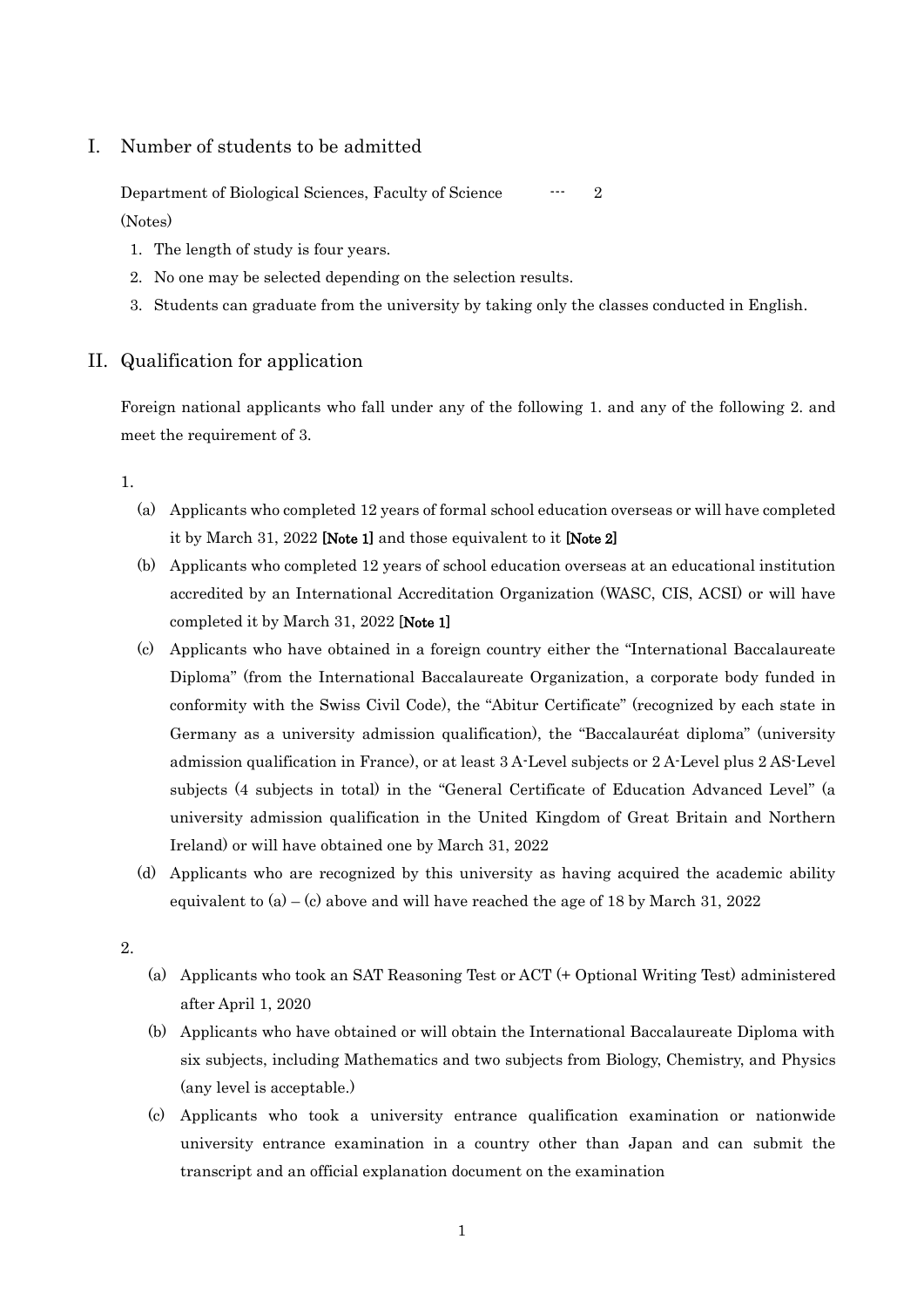## I. Number of students to be admitted

Department of Biological Sciences, Faculty of Science --- 2

(Notes)

1. The length of study is four years.
2. No one may be selected depending on the selection results.
3. Students can graduate from the university by taking only the classes conducted in English.

## II. Qualification for application

Foreign national applicants who fall under any of the following 1. and any of the following 2. and meet the requirement of 3.

1.

(a) Applicants who completed 12 years of formal school education overseas or will have completed it by March 31, 2022 **[Note 1]** and those equivalent to it **[Note 2]**

(b) Applicants who completed 12 years of school education overseas at an educational institution accredited by an International Accreditation Organization (WASC, CIS, ACSI) or will have completed it by March 31, 2022 **[Note 1]**

(c) Applicants who have obtained in a foreign country either the "International Baccalaureate Diploma" (from the International Baccalaureate Organization, a corporate body funded in conformity with the Swiss Civil Code), the "Abitur Certificate" (recognized by each state in Germany as a university admission qualification), the "Baccalauréat diploma" (university admission qualification in France), or at least 3 A-Level subjects or 2 A-Level plus 2 AS-Level subjects (4 subjects in total) in the "General Certificate of Education Advanced Level" (a university admission qualification in the United Kingdom of Great Britain and Northern Ireland) or will have obtained one by March 31, 2022

(d) Applicants who are recognized by this university as having acquired the academic ability equivalent to (a) – (c) above and will have reached the age of 18 by March 31, 2022

2.

(a) Applicants who took an SAT Reasoning Test or ACT (+ Optional Writing Test) administered after April 1, 2020

(b) Applicants who have obtained or will obtain the International Baccalaureate Diploma with six subjects, including Mathematics and two subjects from Biology, Chemistry, and Physics (any level is acceptable.)

(c) Applicants who took a university entrance qualification examination or nationwide university entrance examination in a country other than Japan and can submit the transcript and an official explanation document on the examination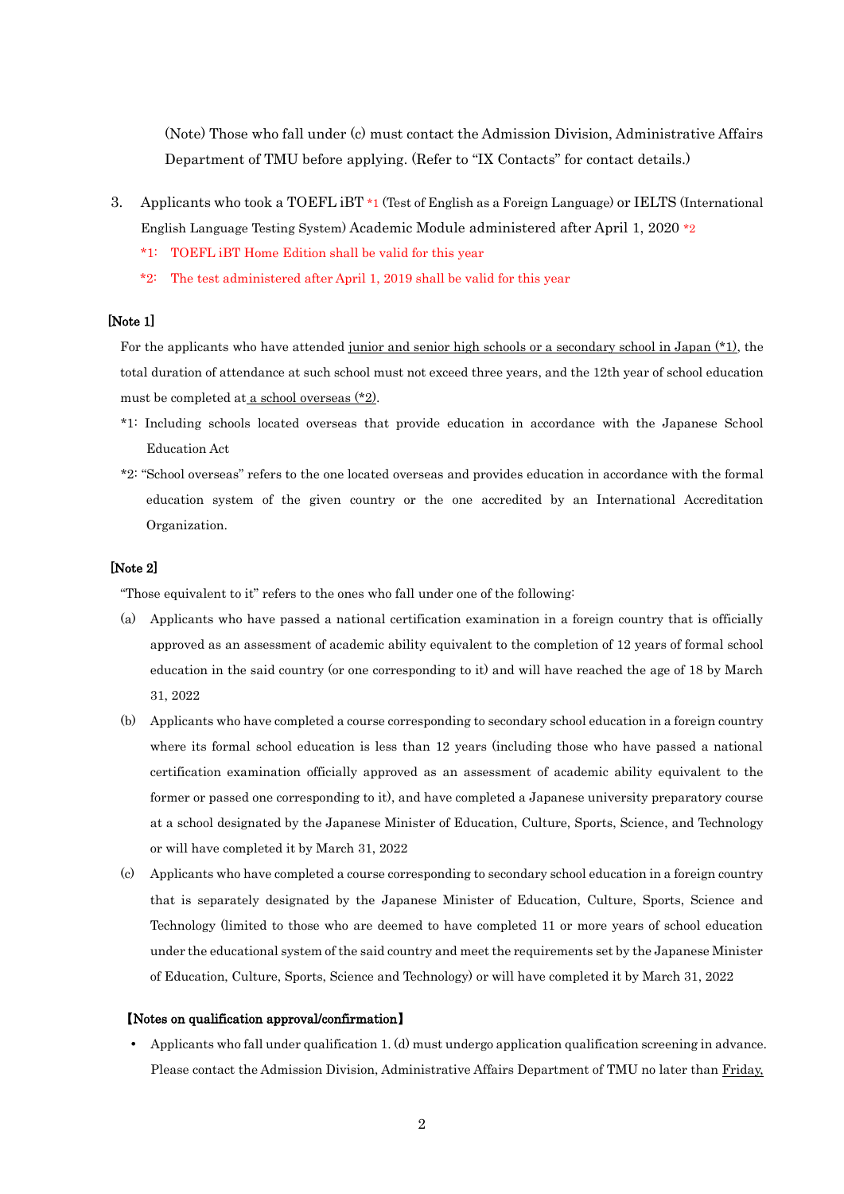(Note) Those who fall under (c) must contact the Admission Division, Administrative Affairs Department of TMU before applying. (Refer to "IX Contacts" for contact details.)

3. Applicants who took a TOEFL iBT *1 (Test of English as a Foreign Language) or IELTS (International English Language Testing System) Academic Module administered after April 1, 2020 *2
   - *1: TOEFL iBT Home Edition shall be valid for this year
   - *2: The test administered after April 1, 2019 shall be valid for this year

**[Note 1]**

For the applicants who have attended junior and senior high schools or a secondary school in Japan (*1), the total duration of attendance at such school must not exceed three years, and the 12th year of school education must be completed at a school overseas (*2).

*1: Including schools located overseas that provide education in accordance with the Japanese School Education Act

*2: "School overseas" refers to the one located overseas and provides education in accordance with the formal education system of the given country or the one accredited by an International Accreditation Organization.

**[Note 2]**

"Those equivalent to it" refers to the ones who fall under one of the following:

(a) Applicants who have passed a national certification examination in a foreign country that is officially approved as an assessment of academic ability equivalent to the completion of 12 years of formal school education in the said country (or one corresponding to it) and will have reached the age of 18 by March 31, 2022

(b) Applicants who have completed a course corresponding to secondary school education in a foreign country where its formal school education is less than 12 years (including those who have passed a national certification examination officially approved as an assessment of academic ability equivalent to the former or passed one corresponding to it), and have completed a Japanese university preparatory course at a school designated by the Japanese Minister of Education, Culture, Sports, Science, and Technology or will have completed it by March 31, 2022

(c) Applicants who have completed a course corresponding to secondary school education in a foreign country that is separately designated by the Japanese Minister of Education, Culture, Sports, Science and Technology (limited to those who are deemed to have completed 11 or more years of school education under the educational system of the said country and meet the requirements set by the Japanese Minister of Education, Culture, Sports, Science and Technology) or will have completed it by March 31, 2022

**【Notes on qualification approval/confirmation】**

- Applicants who fall under qualification 1. (d) must undergo application qualification screening in advance. Please contact the Admission Division, Administrative Affairs Department of TMU no later than Friday,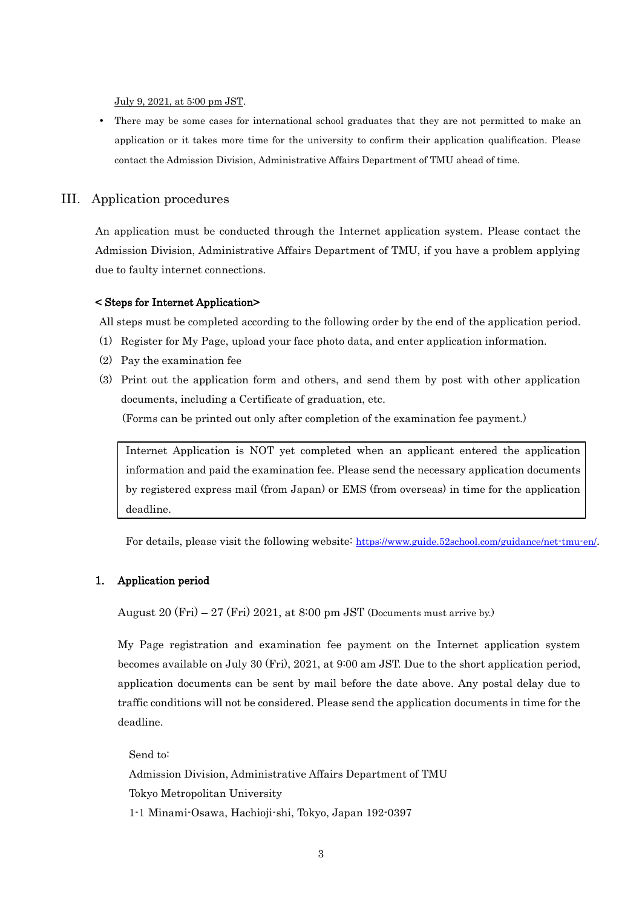July 9, 2021, at 5:00 pm JST.

- There may be some cases for international school graduates that they are not permitted to make an application or it takes more time for the university to confirm their application qualification. Please contact the Admission Division, Administrative Affairs Department of TMU ahead of time.

## III. Application procedures

An application must be conducted through the Internet application system. Please contact the Admission Division, Administrative Affairs Department of TMU, if you have a problem applying due to faulty internet connections.

**< Steps for Internet Application>**

All steps must be completed according to the following order by the end of the application period.

(1) Register for My Page, upload your face photo data, and enter application information.

(2) Pay the examination fee

(3) Print out the application form and others, and send them by post with other application documents, including a Certificate of graduation, etc.
(Forms can be printed out only after completion of the examination fee payment.)

> Internet Application is NOT yet completed when an applicant entered the application information and paid the examination fee. Please send the necessary application documents by registered express mail (from Japan) or EMS (from overseas) in time for the application deadline.

For details, please visit the following website: https://www.guide.52school.com/guidance/net-tmu-en/.

### 1. Application period

August 20 (Fri) – 27 (Fri) 2021, at 8:00 pm JST (Documents must arrive by.)

My Page registration and examination fee payment on the Internet application system becomes available on July 30 (Fri), 2021, at 9:00 am JST. Due to the short application period, application documents can be sent by mail before the date above. Any postal delay due to traffic conditions will not be considered. Please send the application documents in time for the deadline.

Send to:
Admission Division, Administrative Affairs Department of TMU
Tokyo Metropolitan University
1-1 Minami-Osawa, Hachioji-shi, Tokyo, Japan 192-0397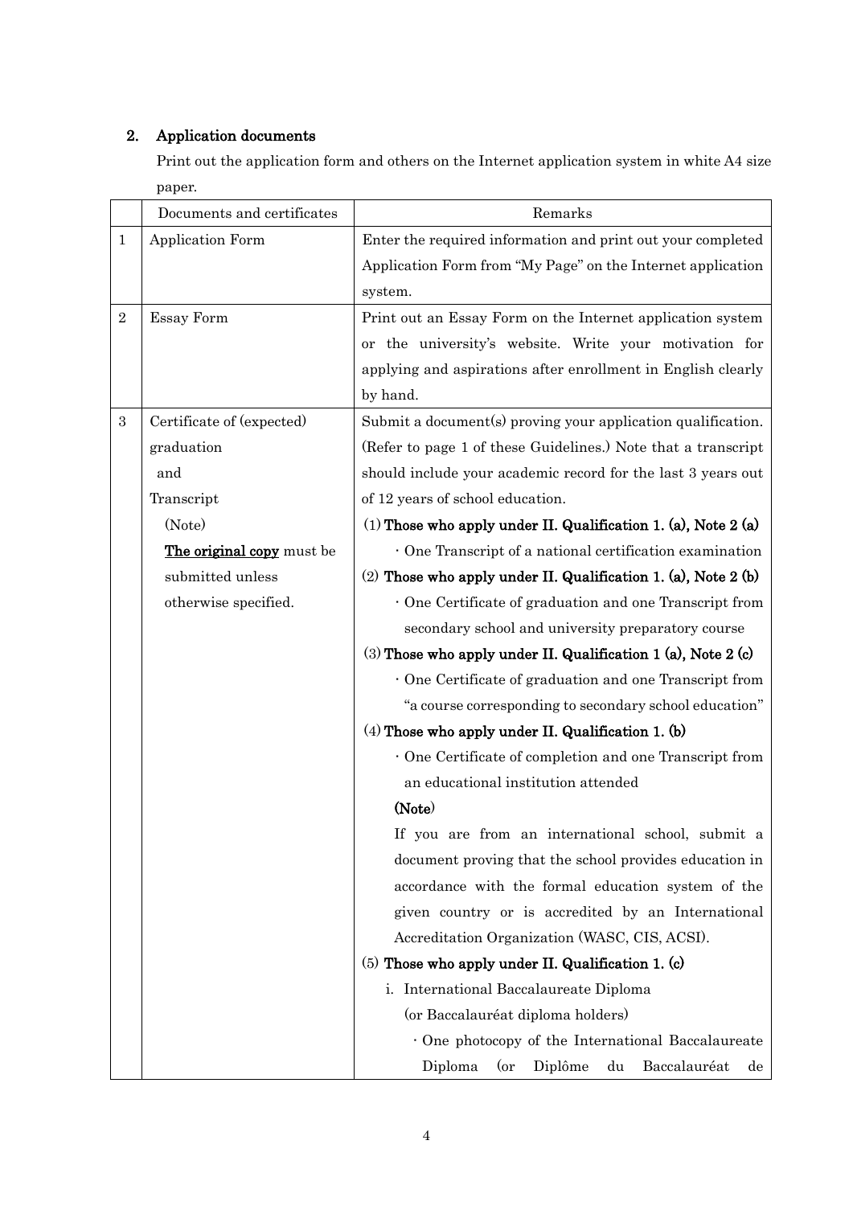## 2. Application documents

Print out the application form and others on the Internet application system in white A4 size paper.

| | Documents and certificates | Remarks |
|---|---|---|
| 1 | Application Form | Enter the required information and print out your completed Application Form from "My Page" on the Internet application system. |
| 2 | Essay Form | Print out an Essay Form on the Internet application system or the university's website. Write your motivation for applying and aspirations after enrollment in English clearly by hand. |
| 3 | Certificate of (expected) graduation<br>and<br>Transcript<br>(Note)<br>**The original copy** must be submitted unless otherwise specified. | Submit a document(s) proving your application qualification. (Refer to page 1 of these Guidelines.) Note that a transcript should include your academic record for the last 3 years out of 12 years of school education.<br>(1) **Those who apply under II. Qualification 1. (a), Note 2 (a)**<br>・One Transcript of a national certification examination<br>(2) **Those who apply under II. Qualification 1. (a), Note 2 (b)**<br>・One Certificate of graduation and one Transcript from secondary school and university preparatory course<br>(3) **Those who apply under II. Qualification 1 (a), Note 2 (c)**<br>・One Certificate of graduation and one Transcript from "a course corresponding to secondary school education"<br>(4) **Those who apply under II. Qualification 1. (b)**<br>・One Certificate of completion and one Transcript from an educational institution attended<br>**(Note)**<br>If you are from an international school, submit a document proving that the school provides education in accordance with the formal education system of the given country or is accredited by an International Accreditation Organization (WASC, CIS, ACSI).<br>(5) **Those who apply under II. Qualification 1. (c)**<br>i. International Baccalaureate Diploma (or Baccalauréat diploma holders)<br>・One photocopy of the International Baccalaureate Diploma (or Diplôme du Baccalauréat de |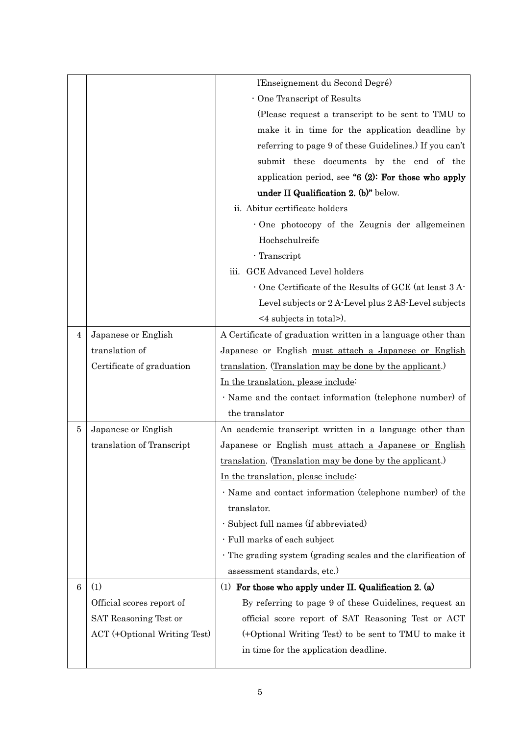| | | |
|---|---|---|
| | | l'Enseignement du Second Degré)<br>· One Transcript of Results<br>(Please request a transcript to be sent to TMU to make it in time for the application deadline by referring to page 9 of these Guidelines.) If you can't submit these documents by the end of the application period, see **"6 (2): For those who apply under II Qualification 2. (b)"** below.<br>ii. Abitur certificate holders<br>· One photocopy of the Zeugnis der allgemeinen Hochschulreife<br>· Transcript<br>iii. GCE Advanced Level holders<br>· One Certificate of the Results of GCE (at least 3 A-Level subjects or 2 A-Level plus 2 AS-Level subjects <4 subjects in total>). |
| 4 | Japanese or English translation of Certificate of graduation | A Certificate of graduation written in a language other than Japanese or English <u>must attach a Japanese or English translation</u>. (<u>Translation may be done by the applicant</u>.)<br><u>In the translation, please include</u>:<br>· Name and the contact information (telephone number) of the translator |
| 5 | Japanese or English translation of Transcript | An academic transcript written in a language other than Japanese or English <u>must attach a Japanese or English translation</u>. (<u>Translation may be done by the applicant</u>.)<br><u>In the translation, please include</u>:<br>· Name and contact information (telephone number) of the translator.<br>· Subject full names (if abbreviated)<br>· Full marks of each subject<br>· The grading system (grading scales and the clarification of assessment standards, etc.) |
| 6 | (1)<br>Official scores report of SAT Reasoning Test or ACT (+Optional Writing Test) | (1) **For those who apply under II. Qualification 2. (a)**<br>By referring to page 9 of these Guidelines, request an official score report of SAT Reasoning Test or ACT (+Optional Writing Test) to be sent to TMU to make it in time for the application deadline. |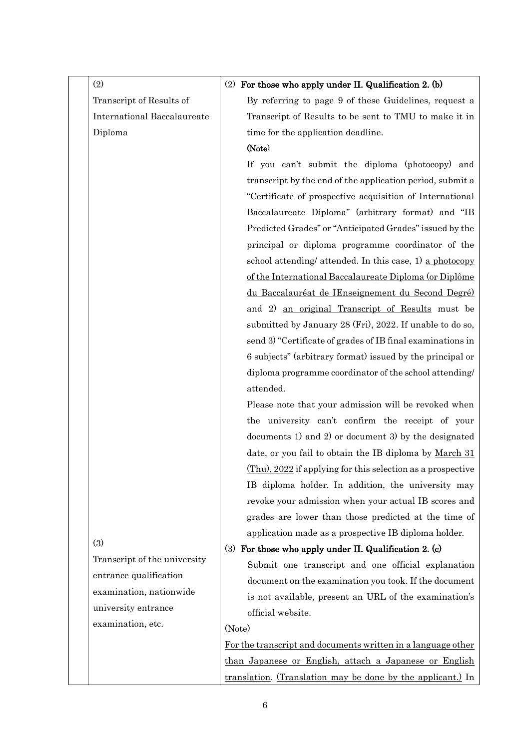| | | |
|---|---|---|
| | (2)<br>Transcript of Results of International Baccalaureate Diploma | (2) **For those who apply under II. Qualification 2. (b)**<br>By referring to page 9 of these Guidelines, request a Transcript of Results to be sent to TMU to make it in time for the application deadline.<br>**(Note)**<br>If you can't submit the diploma (photocopy) and transcript by the end of the application period, submit a "Certificate of prospective acquisition of International Baccalaureate Diploma" (arbitrary format) and "IB Predicted Grades" or "Anticipated Grades" issued by the principal or diploma programme coordinator of the school attending/ attended. In this case, 1) <u>a photocopy of the International Baccalaureate Diploma (or Diplôme du Baccalauréat de l'Enseignement du Second Degré)</u> and 2) <u>an original Transcript of Results</u> must be submitted by January 28 (Fri), 2022. If unable to do so, send 3) "Certificate of grades of IB final examinations in 6 subjects" (arbitrary format) issued by the principal or diploma programme coordinator of the school attending/ attended.<br>Please note that your admission will be revoked when the university can't confirm the receipt of your documents 1) and 2) or document 3) by the designated date, or you fail to obtain the IB diploma by <u>March 31 (Thu), 2022</u> if applying for this selection as a prospective IB diploma holder. In addition, the university may revoke your admission when your actual IB scores and grades are lower than those predicted at the time of application made as a prospective IB diploma holder. |
| | (3)<br>Transcript of the university entrance qualification examination, nationwide university entrance examination, etc. | (3) **For those who apply under II. Qualification 2. (c)**<br>Submit one transcript and one official explanation document on the examination you took. If the document is not available, present an URL of the examination's official website.<br>(Note)<br><u>For the transcript and documents written in a language other than Japanese or English, attach a Japanese or English translation</u>. <u>(Translation may be done by the applicant.)</u> In |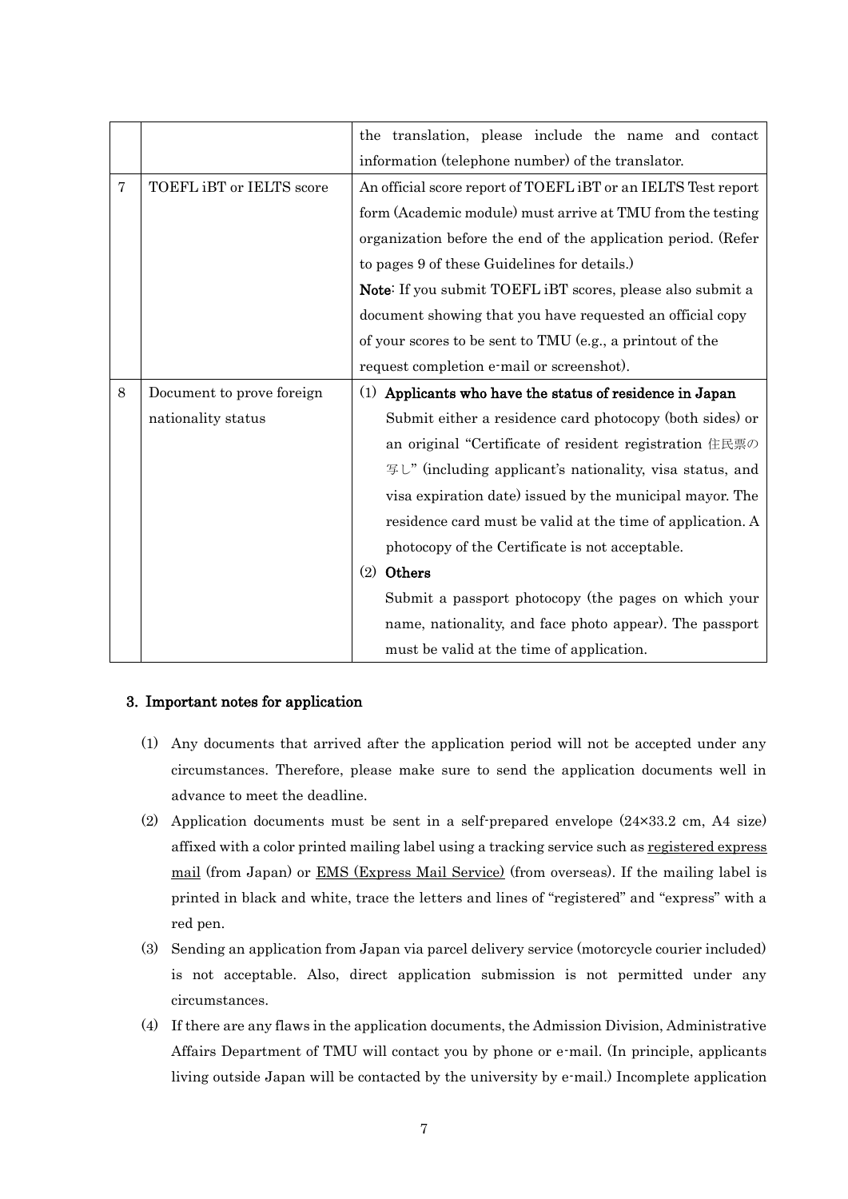| | | |
|---|---|---|
| | | the translation, please include the name and contact information (telephone number) of the translator. |
| 7 | TOEFL iBT or IELTS score | An official score report of TOEFL iBT or an IELTS Test report form (Academic module) must arrive at TMU from the testing organization before the end of the application period. (Refer to pages 9 of these Guidelines for details.)<br>**Note**: If you submit TOEFL iBT scores, please also submit a document showing that you have requested an official copy of your scores to be sent to TMU (e.g., a printout of the request completion e-mail or screenshot). |
| 8 | Document to prove foreign nationality status | (1) **Applicants who have the status of residence in Japan**<br>Submit either a residence card photocopy (both sides) or an original "Certificate of resident registration 住民票の写し" (including applicant's nationality, visa status, and visa expiration date) issued by the municipal mayor. The residence card must be valid at the time of application. A photocopy of the Certificate is not acceptable.<br>(2) **Others**<br>Submit a passport photocopy (the pages on which your name, nationality, and face photo appear). The passport must be valid at the time of application. |

### 3. Important notes for application

(1) Any documents that arrived after the application period will not be accepted under any circumstances. Therefore, please make sure to send the application documents well in advance to meet the deadline.

(2) Application documents must be sent in a self-prepared envelope (24×33.2 cm, A4 size) affixed with a color printed mailing label using a tracking service such as registered express mail (from Japan) or EMS (Express Mail Service) (from overseas). If the mailing label is printed in black and white, trace the letters and lines of "registered" and "express" with a red pen.

(3) Sending an application from Japan via parcel delivery service (motorcycle courier included) is not acceptable. Also, direct application submission is not permitted under any circumstances.

(4) If there are any flaws in the application documents, the Admission Division, Administrative Affairs Department of TMU will contact you by phone or e-mail. (In principle, applicants living outside Japan will be contacted by the university by e-mail.) Incomplete application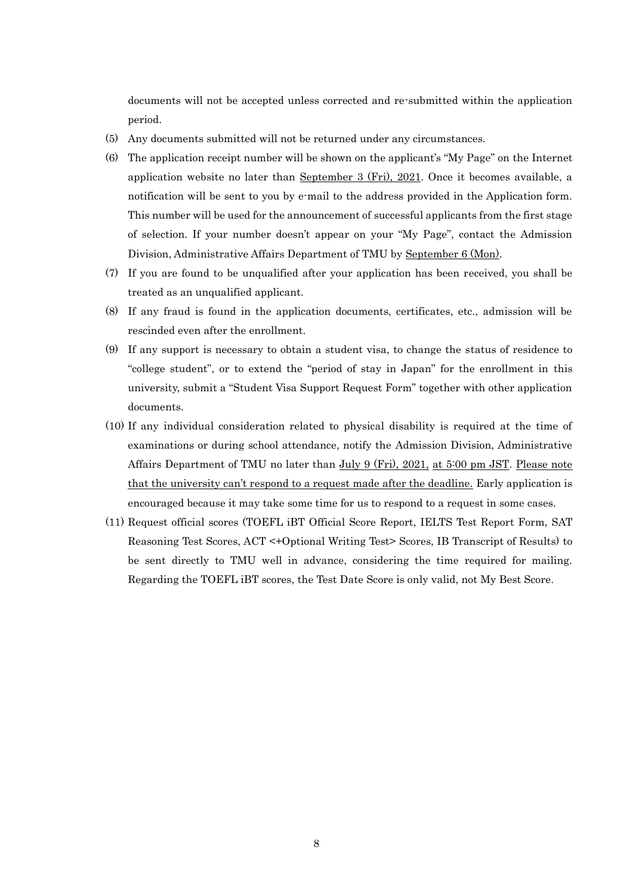documents will not be accepted unless corrected and re-submitted within the application period.

(5) Any documents submitted will not be returned under any circumstances.

(6) The application receipt number will be shown on the applicant's "My Page" on the Internet application website no later than <u>September 3 (Fri), 2021</u>. Once it becomes available, a notification will be sent to you by e-mail to the address provided in the Application form. This number will be used for the announcement of successful applicants from the first stage of selection. If your number doesn't appear on your "My Page", contact the Admission Division, Administrative Affairs Department of TMU by <u>September 6 (Mon)</u>.

(7) If you are found to be unqualified after your application has been received, you shall be treated as an unqualified applicant.

(8) If any fraud is found in the application documents, certificates, etc., admission will be rescinded even after the enrollment.

(9) If any support is necessary to obtain a student visa, to change the status of residence to "college student", or to extend the "period of stay in Japan" for the enrollment in this university, submit a "Student Visa Support Request Form" together with other application documents.

(10) If any individual consideration related to physical disability is required at the time of examinations or during school attendance, notify the Admission Division, Administrative Affairs Department of TMU no later than <u>July 9 (Fri), 2021,</u> <u>at 5:00 pm JST</u>. <u>Please note that the university can't respond to a request made after the deadline.</u> Early application is encouraged because it may take some time for us to respond to a request in some cases.

(11) Request official scores (TOEFL iBT Official Score Report, IELTS Test Report Form, SAT Reasoning Test Scores, ACT <+Optional Writing Test> Scores, IB Transcript of Results) to be sent directly to TMU well in advance, considering the time required for mailing. Regarding the TOEFL iBT scores, the Test Date Score is only valid, not My Best Score.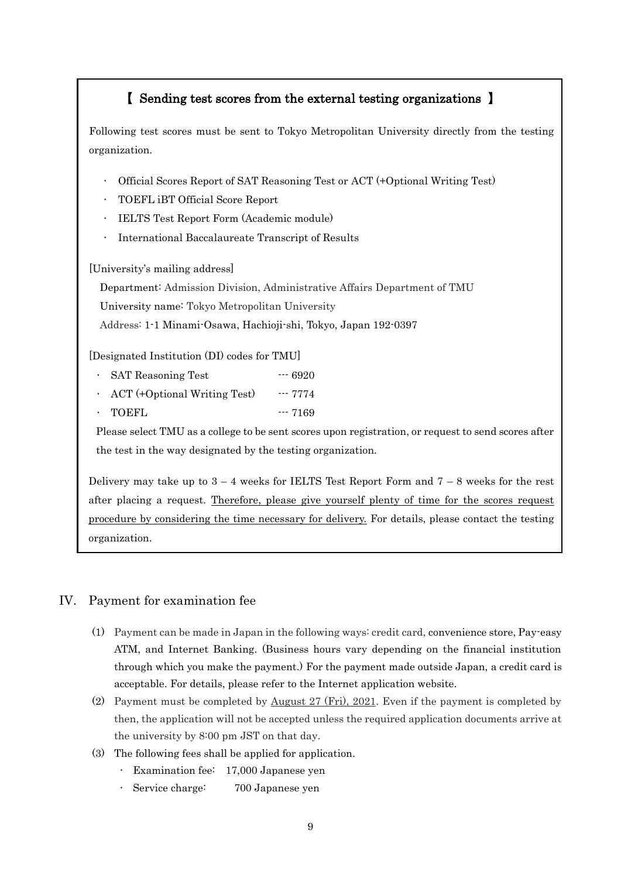### 【 Sending test scores from the external testing organizations 】

Following test scores must be sent to Tokyo Metropolitan University directly from the testing organization.

- Official Scores Report of SAT Reasoning Test or ACT (+Optional Writing Test)
- TOEFL iBT Official Score Report
- IELTS Test Report Form (Academic module)
- International Baccalaureate Transcript of Results

[University's mailing address]

Department: Admission Division, Administrative Affairs Department of TMU
University name: Tokyo Metropolitan University
Address: 1-1 Minami-Osawa, Hachioji-shi, Tokyo, Japan 192-0397

[Designated Institution (DI) codes for TMU]

- SAT Reasoning Test --- 6920
- ACT (+Optional Writing Test) --- 7774
- TOEFL --- 7169

Please select TMU as a college to be sent scores upon registration, or request to send scores after the test in the way designated by the testing organization.

Delivery may take up to 3 – 4 weeks for IELTS Test Report Form and 7 – 8 weeks for the rest after placing a request. Therefore, please give yourself plenty of time for the scores request procedure by considering the time necessary for delivery. For details, please contact the testing organization.

## IV. Payment for examination fee

(1) Payment can be made in Japan in the following ways: credit card, convenience store, Pay-easy ATM, and Internet Banking. (Business hours vary depending on the financial institution through which you make the payment.) For the payment made outside Japan, a credit card is acceptable. For details, please refer to the Internet application website.

(2) Payment must be completed by August 27 (Fri), 2021. Even if the payment is completed by then, the application will not be accepted unless the required application documents arrive at the university by 8:00 pm JST on that day.

(3) The following fees shall be applied for application.

- Examination fee: 17,000 Japanese yen
- Service charge: 700 Japanese yen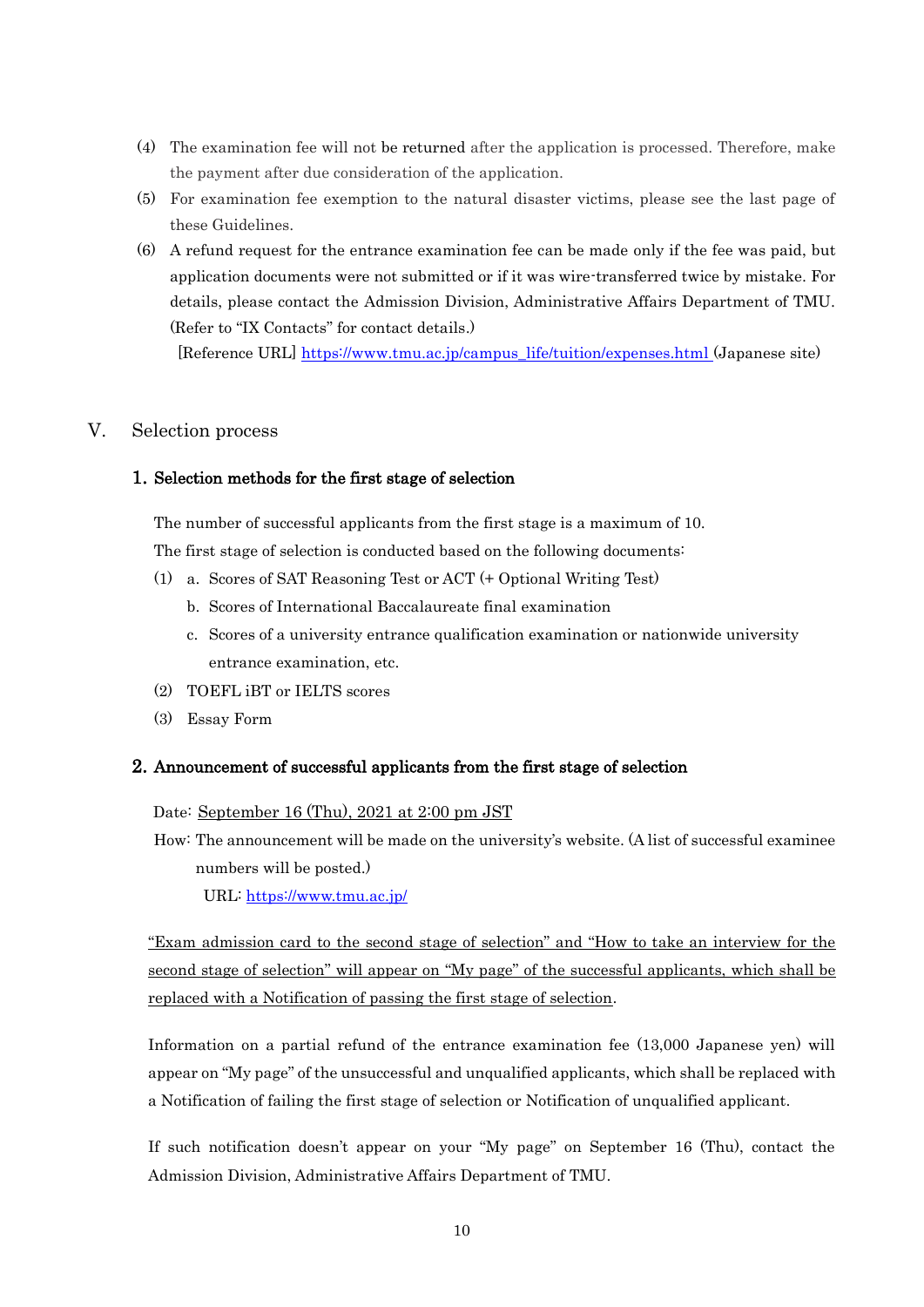(4) The examination fee will not be returned after the application is processed. Therefore, make the payment after due consideration of the application.

(5) For examination fee exemption to the natural disaster victims, please see the last page of these Guidelines.

(6) A refund request for the entrance examination fee can be made only if the fee was paid, but application documents were not submitted or if it was wire-transferred twice by mistake. For details, please contact the Admission Division, Administrative Affairs Department of TMU. (Refer to "IX Contacts" for contact details.)

[Reference URL] https://www.tmu.ac.jp/campus_life/tuition/expenses.html (Japanese site)

## V. Selection process

### 1. Selection methods for the first stage of selection

The number of successful applicants from the first stage is a maximum of 10.

The first stage of selection is conducted based on the following documents:

(1) a. Scores of SAT Reasoning Test or ACT (+ Optional Writing Test)
    b. Scores of International Baccalaureate final examination
    c. Scores of a university entrance qualification examination or nationwide university entrance examination, etc.

(2) TOEFL iBT or IELTS scores

(3) Essay Form

### 2. Announcement of successful applicants from the first stage of selection

Date: September 16 (Thu), 2021 at 2:00 pm JST

How: The announcement will be made on the university's website. (A list of successful examinee numbers will be posted.)

URL: https://www.tmu.ac.jp/

"Exam admission card to the second stage of selection" and "How to take an interview for the second stage of selection" will appear on "My page" of the successful applicants, which shall be replaced with a Notification of passing the first stage of selection.

Information on a partial refund of the entrance examination fee (13,000 Japanese yen) will appear on "My page" of the unsuccessful and unqualified applicants, which shall be replaced with a Notification of failing the first stage of selection or Notification of unqualified applicant.

If such notification doesn't appear on your "My page" on September 16 (Thu), contact the Admission Division, Administrative Affairs Department of TMU.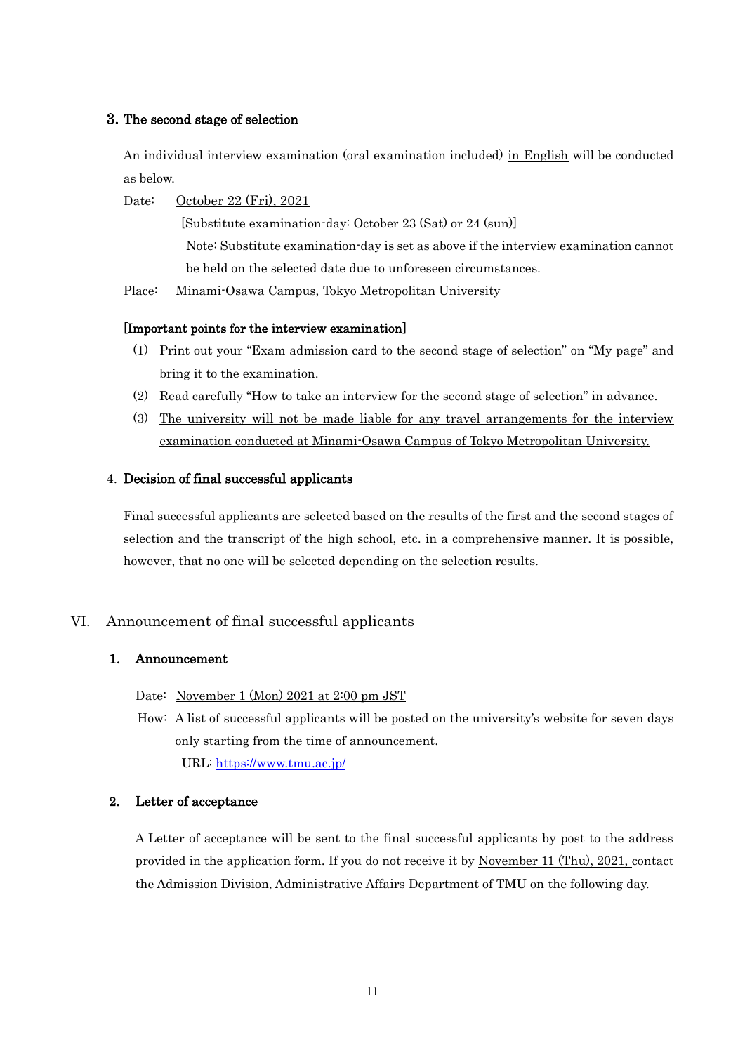### 3. The second stage of selection

An individual interview examination (oral examination included) in English will be conducted as below.

Date: October 22 (Fri), 2021

[Substitute examination-day: October 23 (Sat) or 24 (sun)]

Note: Substitute examination-day is set as above if the interview examination cannot be held on the selected date due to unforeseen circumstances.

Place: Minami-Osawa Campus, Tokyo Metropolitan University

**[Important points for the interview examination]**

(1) Print out your "Exam admission card to the second stage of selection" on "My page" and bring it to the examination.

(2) Read carefully "How to take an interview for the second stage of selection" in advance.

(3) The university will not be made liable for any travel arrangements for the interview examination conducted at Minami-Osawa Campus of Tokyo Metropolitan University.

### 4. Decision of final successful applicants

Final successful applicants are selected based on the results of the first and the second stages of selection and the transcript of the high school, etc. in a comprehensive manner. It is possible, however, that no one will be selected depending on the selection results.

## VI. Announcement of final successful applicants

### 1. Announcement

Date: November 1 (Mon) 2021 at 2:00 pm JST

How: A list of successful applicants will be posted on the university's website for seven days only starting from the time of announcement.

URL: https://www.tmu.ac.jp/

### 2. Letter of acceptance

A Letter of acceptance will be sent to the final successful applicants by post to the address provided in the application form. If you do not receive it by November 11 (Thu), 2021, contact the Admission Division, Administrative Affairs Department of TMU on the following day.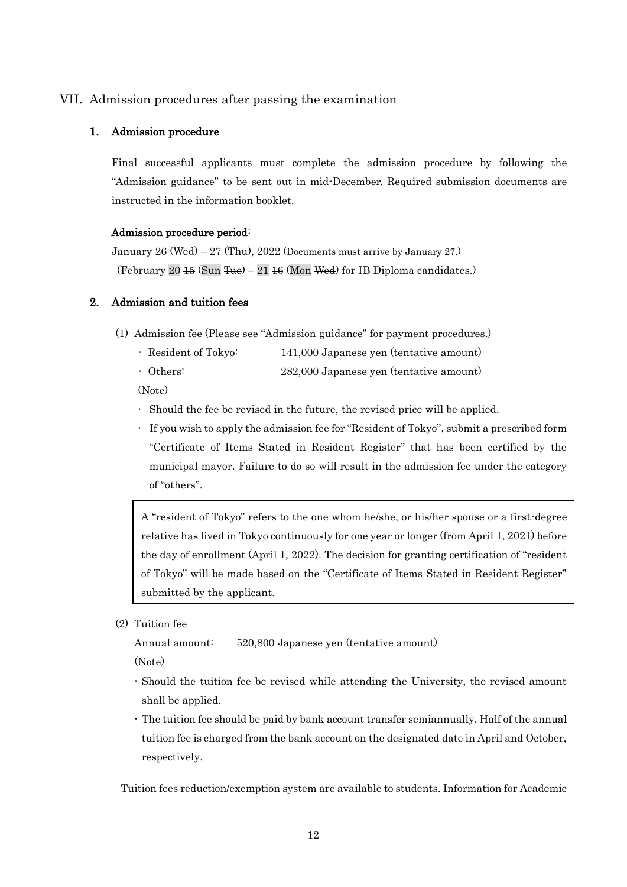## VII. Admission procedures after passing the examination

### 1. Admission procedure

Final successful applicants must complete the admission procedure by following the "Admission guidance" to be sent out in mid-December. Required submission documents are instructed in the information booklet.

**Admission procedure period**:

January 26 (Wed) – 27 (Thu), 2022 (Documents must arrive by January 27.)

(February 20 ~~15~~ (Sun ~~Tue~~) – 21 ~~16~~ (Mon ~~Wed~~) for IB Diploma candidates.)

### 2. Admission and tuition fees

(1) Admission fee (Please see "Admission guidance" for payment procedures.)

- Resident of Tokyo: 141,000 Japanese yen (tentative amount)
- Others: 282,000 Japanese yen (tentative amount)

(Note)

- Should the fee be revised in the future, the revised price will be applied.
- If you wish to apply the admission fee for "Resident of Tokyo", submit a prescribed form "Certificate of Items Stated in Resident Register" that has been certified by the municipal mayor. <u>Failure to do so will result in the admission fee under the category of "others".</u>

> A "resident of Tokyo" refers to the one whom he/she, or his/her spouse or a first-degree relative has lived in Tokyo continuously for one year or longer (from April 1, 2021) before the day of enrollment (April 1, 2022). The decision for granting certification of "resident of Tokyo" will be made based on the "Certificate of Items Stated in Resident Register" submitted by the applicant.

(2) Tuition fee

Annual amount: 520,800 Japanese yen (tentative amount)

(Note)

- Should the tuition fee be revised while attending the University, the revised amount shall be applied.
- <u>The tuition fee should be paid by bank account transfer semiannually. Half of the annual tuition fee is charged from the bank account on the designated date in April and October, respectively.</u>

Tuition fees reduction/exemption system are available to students. Information for Academic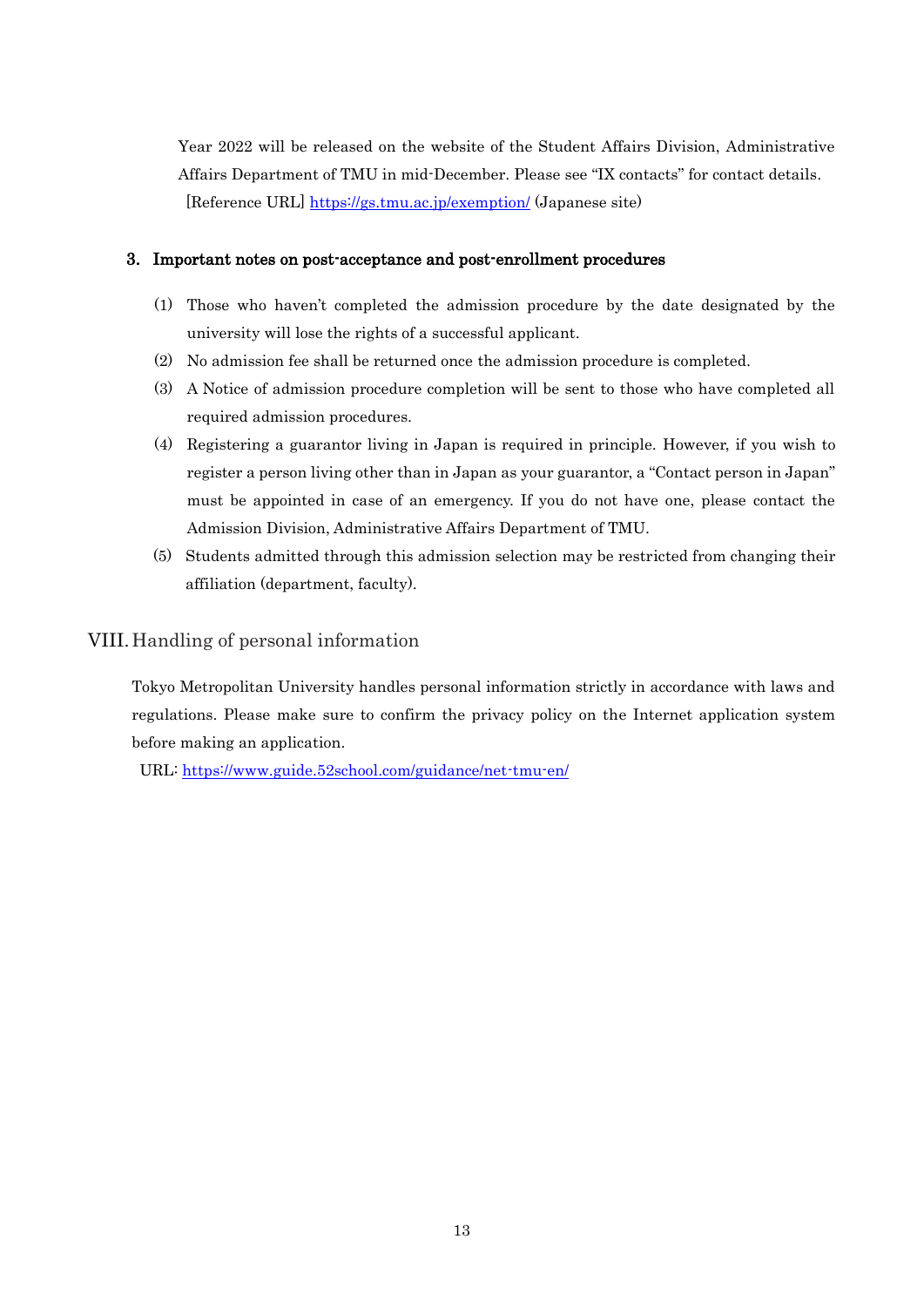Year 2022 will be released on the website of the Student Affairs Division, Administrative Affairs Department of TMU in mid-December. Please see "IX contacts" for contact details.
[Reference URL] https://gs.tmu.ac.jp/exemption/ (Japanese site)

### 3. Important notes on post-acceptance and post-enrollment procedures

(1) Those who haven't completed the admission procedure by the date designated by the university will lose the rights of a successful applicant.

(2) No admission fee shall be returned once the admission procedure is completed.

(3) A Notice of admission procedure completion will be sent to those who have completed all required admission procedures.

(4) Registering a guarantor living in Japan is required in principle. However, if you wish to register a person living other than in Japan as your guarantor, a "Contact person in Japan" must be appointed in case of an emergency. If you do not have one, please contact the Admission Division, Administrative Affairs Department of TMU.

(5) Students admitted through this admission selection may be restricted from changing their affiliation (department, faculty).

## VIII. Handling of personal information

Tokyo Metropolitan University handles personal information strictly in accordance with laws and regulations. Please make sure to confirm the privacy policy on the Internet application system before making an application.

URL: https://www.guide.52school.com/guidance/net-tmu-en/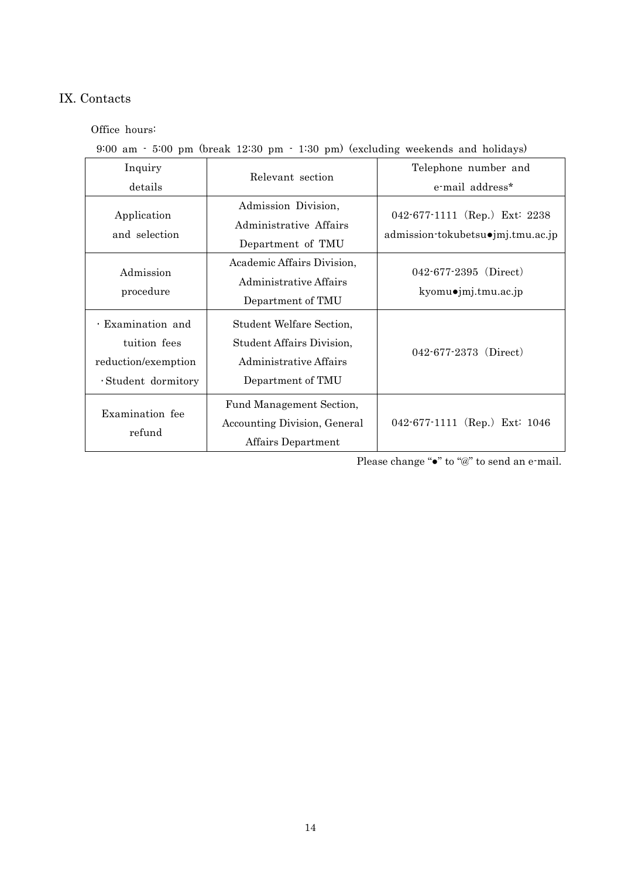## IX. Contacts

Office hours:

9:00 am - 5:00 pm (break 12:30 pm - 1:30 pm) (excluding weekends and holidays)

| Inquiry details | Relevant section | Telephone number and e-mail address* |
|---|---|---|
| Application and selection | Admission Division, Administrative Affairs Department of TMU | 042-677-1111 (Rep.) Ext: 2238<br>admission-tokubetsu●jmj.tmu.ac.jp |
| Admission procedure | Academic Affairs Division, Administrative Affairs Department of TMU | 042-677-2395 (Direct)<br>kyomu●jmj.tmu.ac.jp |
| · Examination and tuition fees reduction/exemption<br>· Student dormitory | Student Welfare Section, Student Affairs Division, Administrative Affairs Department of TMU | 042-677-2373 (Direct) |
| Examination fee refund | Fund Management Section, Accounting Division, General Affairs Department | 042-677-1111 (Rep.) Ext: 1046 |

Please change "●" to "@" to send an e-mail.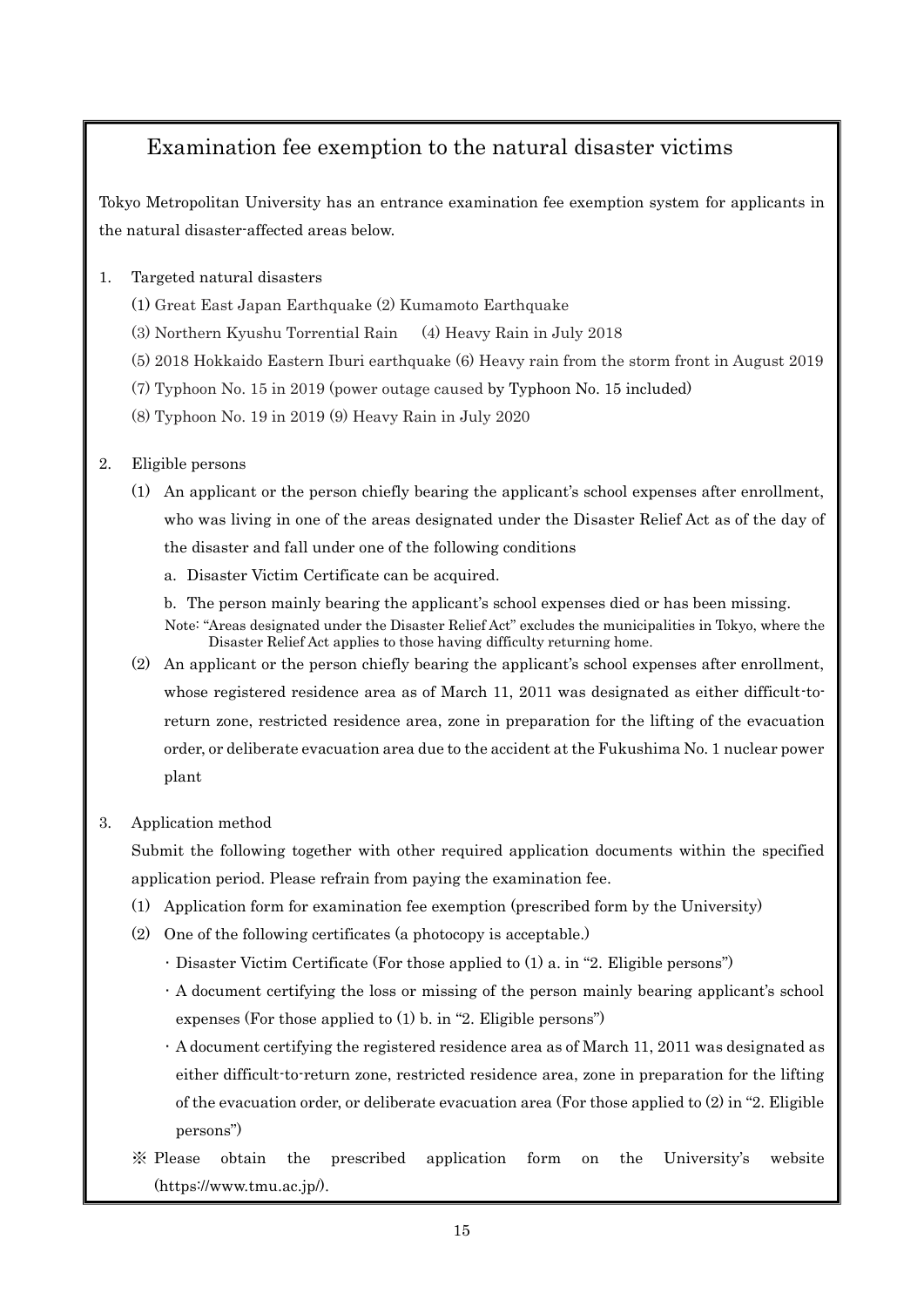# Examination fee exemption to the natural disaster victims

Tokyo Metropolitan University has an entrance examination fee exemption system for applicants in the natural disaster-affected areas below.

1. Targeted natural disasters

   (1) Great East Japan Earthquake (2) Kumamoto Earthquake

   (3) Northern Kyushu Torrential Rain (4) Heavy Rain in July 2018

   (5) 2018 Hokkaido Eastern Iburi earthquake (6) Heavy rain from the storm front in August 2019

   (7) Typhoon No. 15 in 2019 (power outage caused by Typhoon No. 15 included)

   (8) Typhoon No. 19 in 2019 (9) Heavy Rain in July 2020

2. Eligible persons

   (1) An applicant or the person chiefly bearing the applicant's school expenses after enrollment, who was living in one of the areas designated under the Disaster Relief Act as of the day of the disaster and fall under one of the following conditions

      a. Disaster Victim Certificate can be acquired.

      b. The person mainly bearing the applicant's school expenses died or has been missing.

      Note: "Areas designated under the Disaster Relief Act" excludes the municipalities in Tokyo, where the Disaster Relief Act applies to those having difficulty returning home.

   (2) An applicant or the person chiefly bearing the applicant's school expenses after enrollment, whose registered residence area as of March 11, 2011 was designated as either difficult-to-return zone, restricted residence area, zone in preparation for the lifting of the evacuation order, or deliberate evacuation area due to the accident at the Fukushima No. 1 nuclear power plant

3. Application method

   Submit the following together with other required application documents within the specified application period. Please refrain from paying the examination fee.

   (1) Application form for examination fee exemption (prescribed form by the University)

   (2) One of the following certificates (a photocopy is acceptable.)

      - Disaster Victim Certificate (For those applied to (1) a. in "2. Eligible persons")
      - A document certifying the loss or missing of the person mainly bearing applicant's school expenses (For those applied to (1) b. in "2. Eligible persons")
      - A document certifying the registered residence area as of March 11, 2011 was designated as either difficult-to-return zone, restricted residence area, zone in preparation for the lifting of the evacuation order, or deliberate evacuation area (For those applied to (2) in "2. Eligible persons")

   ※ Please obtain the prescribed application form on the University's website (https://www.tmu.ac.jp/).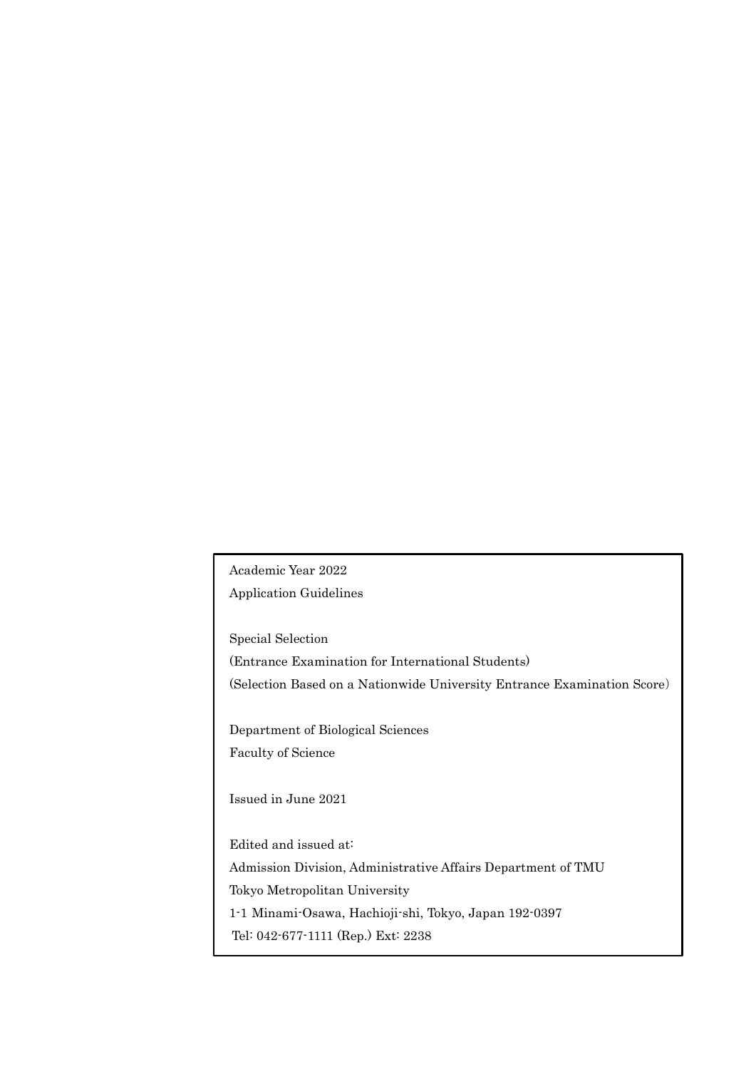Academic Year 2022

Application Guidelines

Special Selection

(Entrance Examination for International Students)

(Selection Based on a Nationwide University Entrance Examination Score)

Department of Biological Sciences

Faculty of Science

Issued in June 2021

Edited and issued at:

Admission Division, Administrative Affairs Department of TMU

Tokyo Metropolitan University

1-1 Minami-Osawa, Hachioji-shi, Tokyo, Japan 192-0397

Tel: 042-677-1111 (Rep.) Ext: 2238